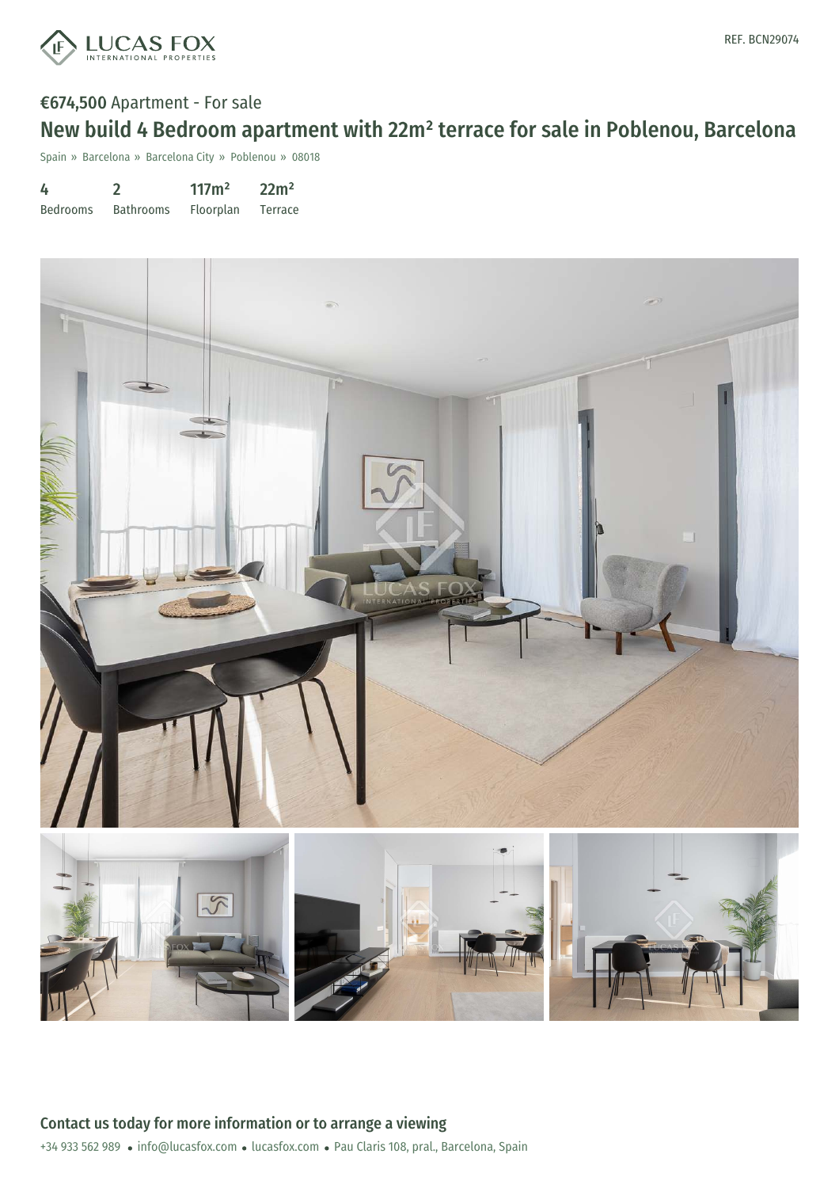REF. BCN29074

€674,500 Apartment - For sale

# New build 4 Bedroom apartment with 22m² terrace for sale in Poblenou, Barcelona

Spain » Barcelona » Barcelona City » Poblenou » 08018

| 4 | 2 | 117m² | 22m² |
|---|---|---|---|
| Bedrooms | Bathrooms | Floorplan | Terrace |

## Contact us today for more information or to arrange a viewing

+34 933 562 989 • info@lucasfox.com • lucasfox.com • Pau Claris 108, pral., Barcelona, Spain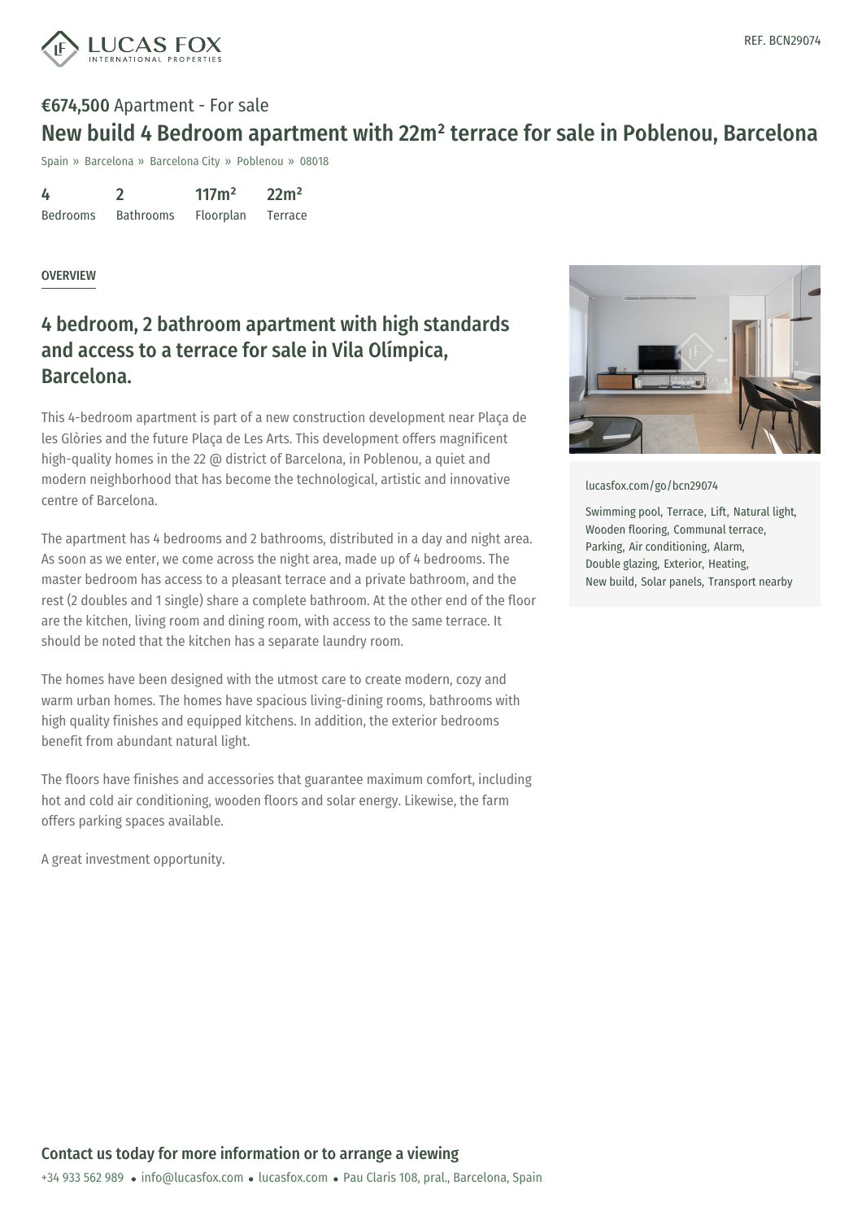**€674,500** Apartment - For sale

# New build 4 Bedroom apartment with 22m² terrace for sale in Poblenou, Barcelona

Spain » Barcelona » Barcelona City » Poblenou » 08018

| 4 | 2 | 117m² | 22m² |
|---|---|---|---|
| Bedrooms | Bathrooms | Floorplan | Terrace |

OVERVIEW

## 4 bedroom, 2 bathroom apartment with high standards and access to a terrace for sale in Vila Olímpica, Barcelona.

This 4-bedroom apartment is part of a new construction development near Plaça de les Glòries and the future Plaça de Les Arts. This development offers magnificent high-quality homes in the 22 @ district of Barcelona, in Poblenou, a quiet and modern neighborhood that has become the technological, artistic and innovative centre of Barcelona.

The apartment has 4 bedrooms and 2 bathrooms, distributed in a day and night area. As soon as we enter, we come across the night area, made up of 4 bedrooms. The master bedroom has access to a pleasant terrace and a private bathroom, and the rest (2 doubles and 1 single) share a complete bathroom. At the other end of the floor are the kitchen, living room and dining room, with access to the same terrace. It should be noted that the kitchen has a separate laundry room.

The homes have been designed with the utmost care to create modern, cozy and warm urban homes. The homes have spacious living-dining rooms, bathrooms with high quality finishes and equipped kitchens. In addition, the exterior bedrooms benefit from abundant natural light.

The floors have finishes and accessories that guarantee maximum comfort, including hot and cold air conditioning, wooden floors and solar energy. Likewise, the farm offers parking spaces available.

A great investment opportunity.

lucasfox.com/go/bcn29074

Swimming pool, Terrace, Lift, Natural light, Wooden flooring, Communal terrace, Parking, Air conditioning, Alarm, Double glazing, Exterior, Heating, New build, Solar panels, Transport nearby

**Contact us today for more information or to arrange a viewing**

+34 933 562 989 • info@lucasfox.com • lucasfox.com • Pau Claris 108, pral., Barcelona, Spain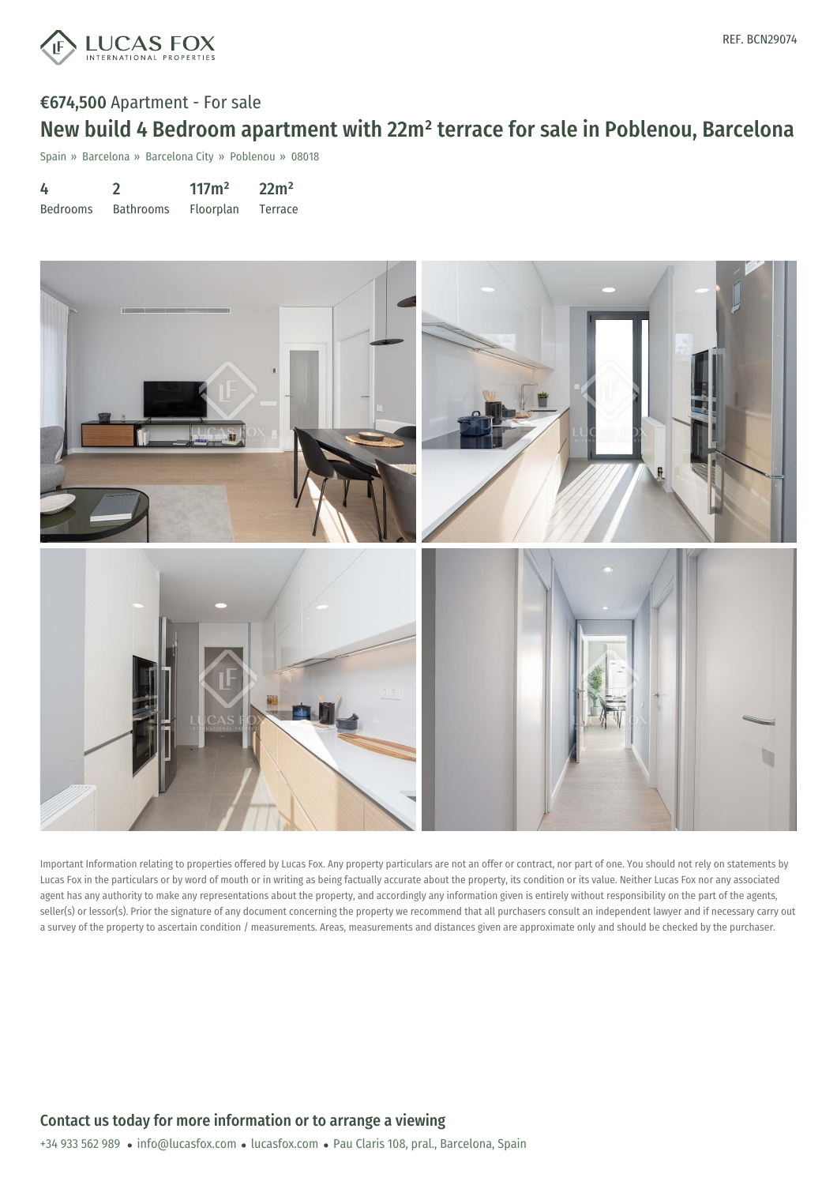REF. BCN29074

**€674,500** Apartment - For sale

# New build 4 Bedroom apartment with 22m² terrace for sale in Poblenou, Barcelona

Spain » Barcelona » Barcelona City » Poblenou » 08018

| 4 | 2 | 117m² | 22m² |
|---|---|---|---|
| Bedrooms | Bathrooms | Floorplan | Terrace |

Important Information relating to properties offered by Lucas Fox. Any property particulars are not an offer or contract, nor part of one. You should not rely on statements by Lucas Fox in the particulars or by word of mouth or in writing as being factually accurate about the property, its condition or its value. Neither Lucas Fox nor any associated agent has any authority to make any representations about the property, and accordingly any information given is entirely without responsibility on the part of the agents, seller(s) or lessor(s). Prior the signature of any document concerning the property we recommend that all purchasers consult an independent lawyer and if necessary carry out a survey of the property to ascertain condition / measurements. Areas, measurements and distances given are approximate only and should be checked by the purchaser.

## Contact us today for more information or to arrange a viewing

+34 933 562 989 • info@lucasfox.com • lucasfox.com • Pau Claris 108, pral., Barcelona, Spain